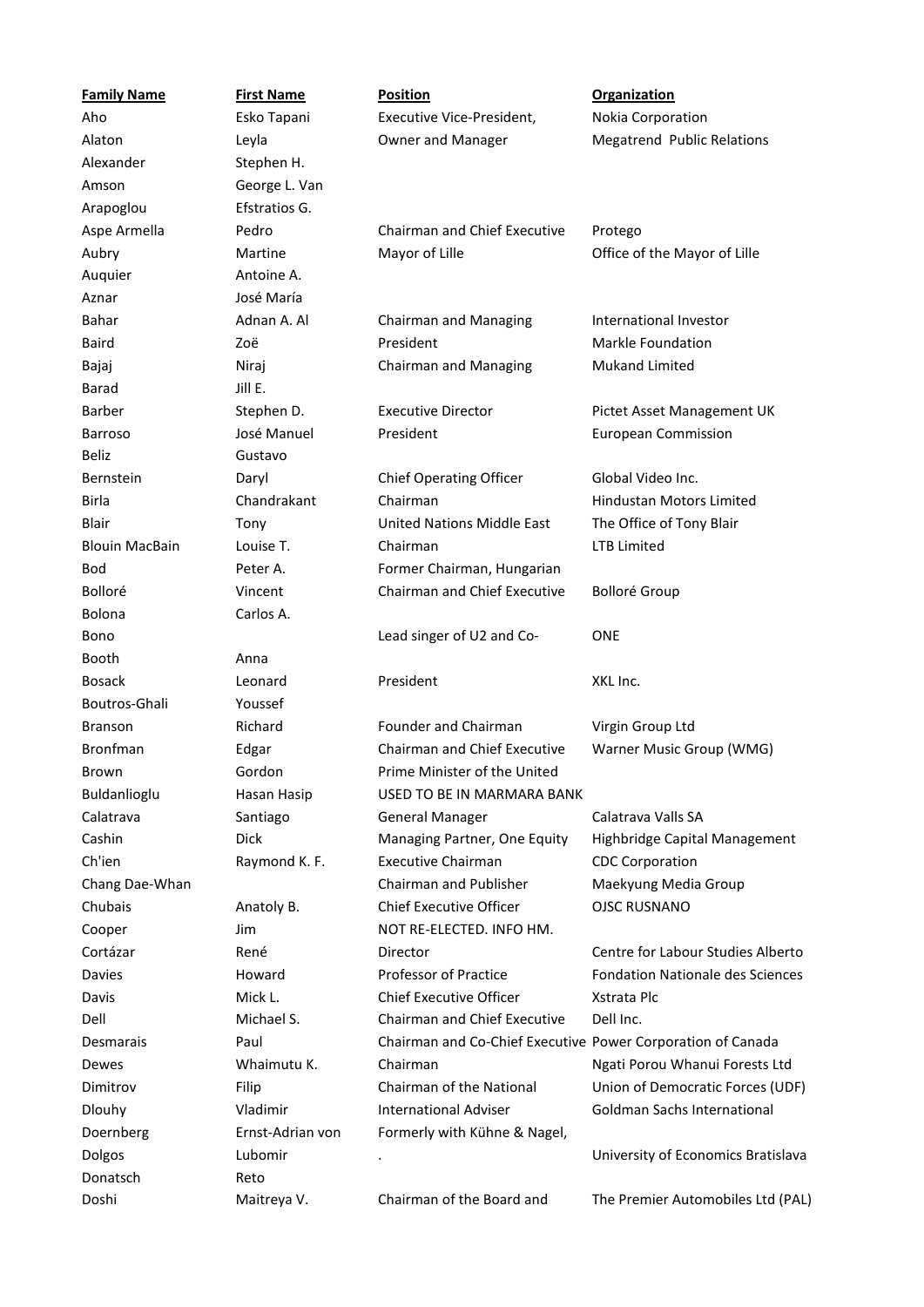| Family Name | First Name | Position | Organization |
|---|---|---|---|
| Aho | Esko Tapani | Executive Vice-President, | Nokia Corporation |
| Alaton | Leyla | Owner and Manager | Megatrend Public Relations |
| Alexander | Stephen H. | | |
| Amson | George L. Van | | |
| Arapoglou | Efstratios G. | | |
| Aspe Armella | Pedro | Chairman and Chief Executive | Protego |
| Aubry | Martine | Mayor of Lille | Office of the Mayor of Lille |
| Auquier | Antoine A. | | |
| Aznar | José María | | |
| Bahar | Adnan A. Al | Chairman and Managing | International Investor |
| Baird | Zoë | President | Markle Foundation |
| Bajaj | Niraj | Chairman and Managing | Mukand Limited |
| Barad | Jill E. | | |
| Barber | Stephen D. | Executive Director | Pictet Asset Management UK |
| Barroso | José Manuel | President | European Commission |
| Beliz | Gustavo | | |
| Bernstein | Daryl | Chief Operating Officer | Global Video Inc. |
| Birla | Chandrakant | Chairman | Hindustan Motors Limited |
| Blair | Tony | United Nations Middle East | The Office of Tony Blair |
| Blouin MacBain | Louise T. | Chairman | LTB Limited |
| Bod | Peter A. | Former Chairman, Hungarian | |
| Bolloré | Vincent | Chairman and Chief Executive | Bolloré Group |
| Bolona | Carlos A. | | |
| Bono | | Lead singer of U2 and Co- | ONE |
| Booth | Anna | | |
| Bosack | Leonard | President | XKL Inc. |
| Boutros-Ghali | Youssef | | |
| Branson | Richard | Founder and Chairman | Virgin Group Ltd |
| Bronfman | Edgar | Chairman and Chief Executive | Warner Music Group (WMG) |
| Brown | Gordon | Prime Minister of the United | |
| Buldanlioglu | Hasan Hasip | USED TO BE IN MARMARA BANK | |
| Calatrava | Santiago | General Manager | Calatrava Valls SA |
| Cashin | Dick | Managing Partner, One Equity | Highbridge Capital Management |
| Ch'ien | Raymond K. F. | Executive Chairman | CDC Corporation |
| Chang Dae-Whan | | Chairman and Publisher | Maekyung Media Group |
| Chubais | Anatoly B. | Chief Executive Officer | OJSC RUSNANO |
| Cooper | Jim | NOT RE-ELECTED. INFO HM. | |
| Cortázar | René | Director | Centre for Labour Studies Alberto |
| Davies | Howard | Professor of Practice | Fondation Nationale des Sciences |
| Davis | Mick L. | Chief Executive Officer | Xstrata Plc |
| Dell | Michael S. | Chairman and Chief Executive | Dell Inc. |
| Desmarais | Paul | Chairman and Co-Chief Executive | Power Corporation of Canada |
| Dewes | Whaimutu K. | Chairman | Ngati Porou Whanui Forests Ltd |
| Dimitrov | Filip | Chairman of the National | Union of Democratic Forces (UDF) |
| Dlouhy | Vladimir | International Adviser | Goldman Sachs International |
| Doernberg | Ernst-Adrian von | Formerly with Kühne & Nagel, | |
| Dolgos | Lubomir | . | University of Economics Bratislava |
| Donatsch | Reto | | |
| Doshi | Maitreya V. | Chairman of the Board and | The Premier Automobiles Ltd (PAL) |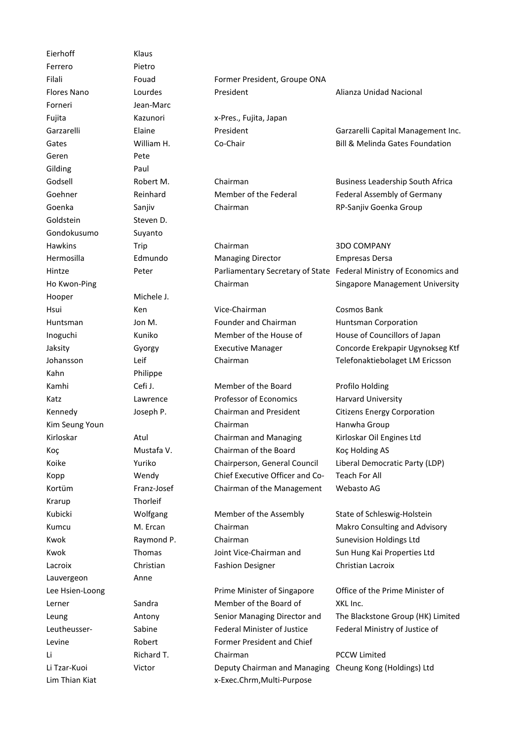| | | | |
|---|---|---|---|
| Eierhoff | Klaus | | |
| Ferrero | Pietro | | |
| Filali | Fouad | Former President, Groupe ONA | |
| Flores Nano | Lourdes | President | Alianza Unidad Nacional |
| Forneri | Jean-Marc | | |
| Fujita | Kazunori | x-Pres., Fujita, Japan | |
| Garzarelli | Elaine | President | Garzarelli Capital Management Inc. |
| Gates | William H. | Co-Chair | Bill & Melinda Gates Foundation |
| Geren | Pete | | |
| Gilding | Paul | | |
| Godsell | Robert M. | Chairman | Business Leadership South Africa |
| Goehner | Reinhard | Member of the Federal | Federal Assembly of Germany |
| Goenka | Sanjiv | Chairman | RP-Sanjiv Goenka Group |
| Goldstein | Steven D. | | |
| Gondokusumo | Suyanto | | |
| Hawkins | Trip | Chairman | 3DO COMPANY |
| Hermosilla | Edmundo | Managing Director | Empresas Dersa |
| Hintze | Peter | Parliamentary Secretary of State | Federal Ministry of Economics and |
| Ho Kwon-Ping | | Chairman | Singapore Management University |
| Hooper | Michele J. | | |
| Hsui | Ken | Vice-Chairman | Cosmos Bank |
| Huntsman | Jon M. | Founder and Chairman | Huntsman Corporation |
| Inoguchi | Kuniko | Member of the House of | House of Councillors of Japan |
| Jaksity | Gyorgy | Executive Manager | Concorde Erekpapir Ugynokseg Ktf |
| Johansson | Leif | Chairman | Telefonaktiebolaget LM Ericsson |
| Kahn | Philippe | | |
| Kamhi | Cefi J. | Member of the Board | Profilo Holding |
| Katz | Lawrence | Professor of Economics | Harvard University |
| Kennedy | Joseph P. | Chairman and President | Citizens Energy Corporation |
| Kim Seung Youn | | Chairman | Hanwha Group |
| Kirloskar | Atul | Chairman and Managing | Kirloskar Oil Engines Ltd |
| Koç | Mustafa V. | Chairman of the Board | Koç Holding AS |
| Koike | Yuriko | Chairperson, General Council | Liberal Democratic Party (LDP) |
| Kopp | Wendy | Chief Executive Officer and Co- | Teach For All |
| Kortüm | Franz-Josef | Chairman of the Management | Webasto AG |
| Krarup | Thorleif | | |
| Kubicki | Wolfgang | Member of the Assembly | State of Schleswig-Holstein |
| Kumcu | M. Ercan | Chairman | Makro Consulting and Advisory |
| Kwok | Raymond P. | Chairman | Sunevision Holdings Ltd |
| Kwok | Thomas | Joint Vice-Chairman and | Sun Hung Kai Properties Ltd |
| Lacroix | Christian | Fashion Designer | Christian Lacroix |
| Lauvergeon | Anne | | |
| Lee Hsien-Loong | | Prime Minister of Singapore | Office of the Prime Minister of |
| Lerner | Sandra | Member of the Board of | XKL Inc. |
| Leung | Antony | Senior Managing Director and | The Blackstone Group (HK) Limited |
| Leutheusser- | Sabine | Federal Minister of Justice | Federal Ministry of Justice of |
| Levine | Robert | Former President and Chief | |
| Li | Richard T. | Chairman | PCCW Limited |
| Li Tzar-Kuoi | Victor | Deputy Chairman and Managing | Cheung Kong (Holdings) Ltd |
| Lim Thian Kiat | | x-Exec.Chrm,Multi-Purpose | |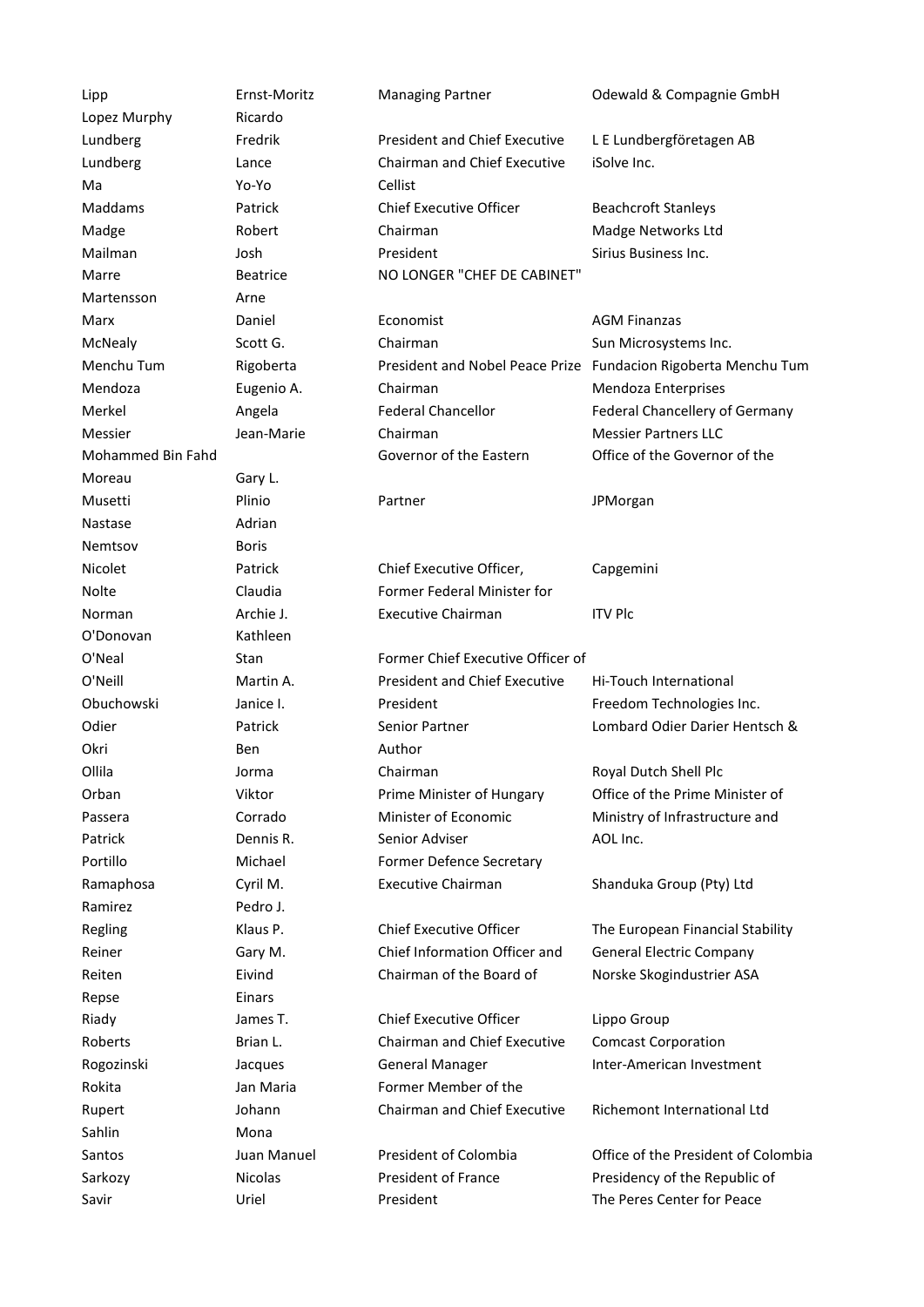| Lipp | Ernst-Moritz | Managing Partner | Odewald & Compagnie GmbH |
|---|---|---|---|
| Lopez Murphy | Ricardo | | |
| Lundberg | Fredrik | President and Chief Executive | L E Lundbergföretagen AB |
| Lundberg | Lance | Chairman and Chief Executive | iSolve Inc. |
| Ma | Yo-Yo | Cellist | |
| Maddams | Patrick | Chief Executive Officer | Beachcroft Stanleys |
| Madge | Robert | Chairman | Madge Networks Ltd |
| Mailman | Josh | President | Sirius Business Inc. |
| Marre | Beatrice | NO LONGER "CHEF DE CABINET" | |
| Martensson | Arne | | |
| Marx | Daniel | Economist | AGM Finanzas |
| McNealy | Scott G. | Chairman | Sun Microsystems Inc. |
| Menchu Tum | Rigoberta | President and Nobel Peace Prize | Fundacion Rigoberta Menchu Tum |
| Mendoza | Eugenio A. | Chairman | Mendoza Enterprises |
| Merkel | Angela | Federal Chancellor | Federal Chancellery of Germany |
| Messier | Jean-Marie | Chairman | Messier Partners LLC |
| Mohammed Bin Fahd | | Governor of the Eastern | Office of the Governor of the |
| Moreau | Gary L. | | |
| Musetti | Plinio | Partner | JPMorgan |
| Nastase | Adrian | | |
| Nemtsov | Boris | | |
| Nicolet | Patrick | Chief Executive Officer, | Capgemini |
| Nolte | Claudia | Former Federal Minister for | |
| Norman | Archie J. | Executive Chairman | ITV Plc |
| O'Donovan | Kathleen | | |
| O'Neal | Stan | Former Chief Executive Officer of | |
| O'Neill | Martin A. | President and Chief Executive | Hi-Touch International |
| Obuchowski | Janice I. | President | Freedom Technologies Inc. |
| Odier | Patrick | Senior Partner | Lombard Odier Darier Hentsch & |
| Okri | Ben | Author | |
| Ollila | Jorma | Chairman | Royal Dutch Shell Plc |
| Orban | Viktor | Prime Minister of Hungary | Office of the Prime Minister of |
| Passera | Corrado | Minister of Economic | Ministry of Infrastructure and |
| Patrick | Dennis R. | Senior Adviser | AOL Inc. |
| Portillo | Michael | Former Defence Secretary | |
| Ramaphosa | Cyril M. | Executive Chairman | Shanduka Group (Pty) Ltd |
| Ramirez | Pedro J. | | |
| Regling | Klaus P. | Chief Executive Officer | The European Financial Stability |
| Reiner | Gary M. | Chief Information Officer and | General Electric Company |
| Reiten | Eivind | Chairman of the Board of | Norske Skogindustrier ASA |
| Repse | Einars | | |
| Riady | James T. | Chief Executive Officer | Lippo Group |
| Roberts | Brian L. | Chairman and Chief Executive | Comcast Corporation |
| Rogozinski | Jacques | General Manager | Inter-American Investment |
| Rokita | Jan Maria | Former Member of the | |
| Rupert | Johann | Chairman and Chief Executive | Richemont International Ltd |
| Sahlin | Mona | | |
| Santos | Juan Manuel | President of Colombia | Office of the President of Colombia |
| Sarkozy | Nicolas | President of France | Presidency of the Republic of |
| Savir | Uriel | President | The Peres Center for Peace |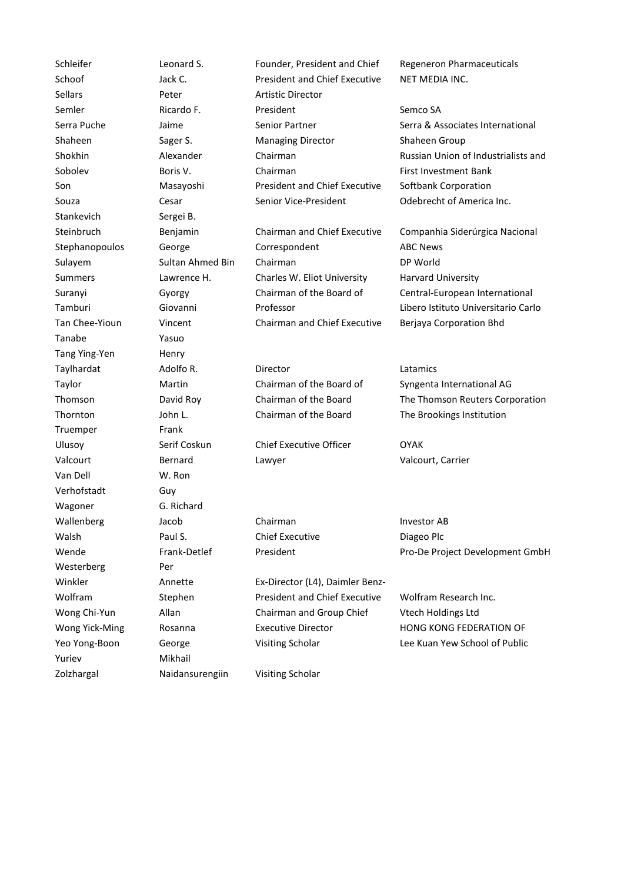| | | | |
|---|---|---|---|
| Schleifer | Leonard S. | Founder, President and Chief | Regeneron Pharmaceuticals |
| Schoof | Jack C. | President and Chief Executive | NET MEDIA INC. |
| Sellars | Peter | Artistic Director | |
| Semler | Ricardo F. | President | Semco SA |
| Serra Puche | Jaime | Senior Partner | Serra & Associates International |
| Shaheen | Sager S. | Managing Director | Shaheen Group |
| Shokhin | Alexander | Chairman | Russian Union of Industrialists and |
| Sobolev | Boris V. | Chairman | First Investment Bank |
| Son | Masayoshi | President and Chief Executive | Softbank Corporation |
| Souza | Cesar | Senior Vice-President | Odebrecht of America Inc. |
| Stankevich | Sergei B. | | |
| Steinbruch | Benjamin | Chairman and Chief Executive | Companhia Siderúrgica Nacional |
| Stephanopoulos | George | Correspondent | ABC News |
| Sulayem | Sultan Ahmed Bin | Chairman | DP World |
| Summers | Lawrence H. | Charles W. Eliot University | Harvard University |
| Suranyi | Gyorgy | Chairman of the Board of | Central-European International |
| Tamburi | Giovanni | Professor | Libero Istituto Universitario Carlo |
| Tan Chee-Yioun | Vincent | Chairman and Chief Executive | Berjaya Corporation Bhd |
| Tanabe | Yasuo | | |
| Tang Ying-Yen | Henry | | |
| Taylhardat | Adolfo R. | Director | Latamics |
| Taylor | Martin | Chairman of the Board of | Syngenta International AG |
| Thomson | David Roy | Chairman of the Board | The Thomson Reuters Corporation |
| Thornton | John L. | Chairman of the Board | The Brookings Institution |
| Truemper | Frank | | |
| Ulusoy | Serif Coskun | Chief Executive Officer | OYAK |
| Valcourt | Bernard | Lawyer | Valcourt, Carrier |
| Van Dell | W. Ron | | |
| Verhofstadt | Guy | | |
| Wagoner | G. Richard | | |
| Wallenberg | Jacob | Chairman | Investor AB |
| Walsh | Paul S. | Chief Executive | Diageo Plc |
| Wende | Frank-Detlef | President | Pro-De Project Development GmbH |
| Westerberg | Per | | |
| Winkler | Annette | Ex-Director (L4), Daimler Benz- | |
| Wolfram | Stephen | President and Chief Executive | Wolfram Research Inc. |
| Wong Chi-Yun | Allan | Chairman and Group Chief | Vtech Holdings Ltd |
| Wong Yick-Ming | Rosanna | Executive Director | HONG KONG FEDERATION OF |
| Yeo Yong-Boon | George | Visiting Scholar | Lee Kuan Yew School of Public |
| Yuriev | Mikhail | | |
| Zolzhargal | Naidansurengiin | Visiting Scholar | |